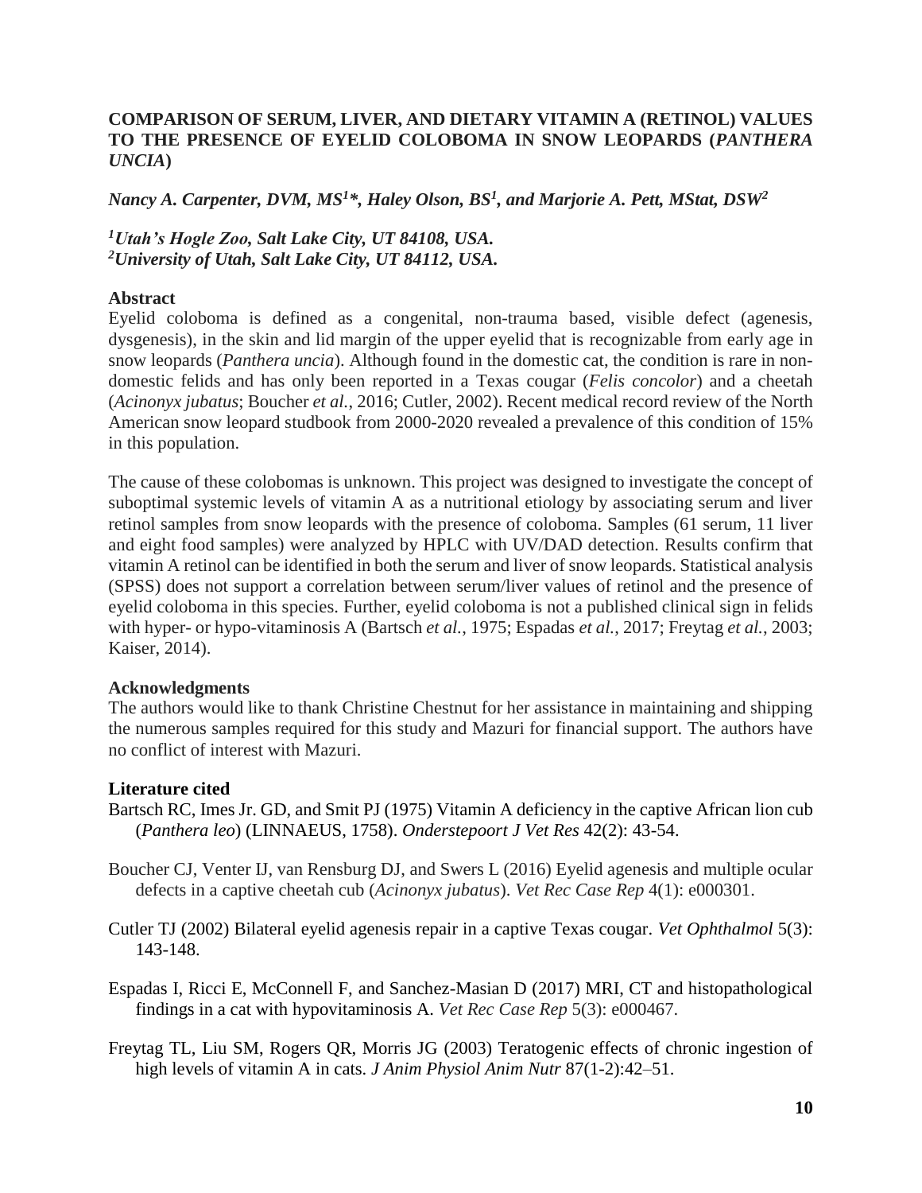# COMPARISON OF SERUM, LIVER, AND DIETARY VITAMIN A (RETINOL) VALUES TO THE PRESENCE OF EYELID COLOBOMA IN SNOW LEOPARDS (*PANTHERA UNCIA*)

***Nancy A. Carpenter, DVM, MS[1]\*, Haley Olson, BS[1], and Marjorie A. Pett, MStat, DSW[2]***

***[1]Utah's Hogle Zoo, Salt Lake City, UT 84108, USA.***
***[2]University of Utah, Salt Lake City, UT 84112, USA.***

## Abstract

Eyelid coloboma is defined as a congenital, non-trauma based, visible defect (agenesis, dysgenesis), in the skin and lid margin of the upper eyelid that is recognizable from early age in snow leopards (*Panthera uncia*). Although found in the domestic cat, the condition is rare in non-domestic felids and has only been reported in a Texas cougar (*Felis concolor*) and a cheetah (*Acinonyx jubatus*; Boucher *et al.*, 2016; Cutler, 2002). Recent medical record review of the North American snow leopard studbook from 2000-2020 revealed a prevalence of this condition of 15% in this population.

The cause of these colobomas is unknown. This project was designed to investigate the concept of suboptimal systemic levels of vitamin A as a nutritional etiology by associating serum and liver retinol samples from snow leopards with the presence of coloboma. Samples (61 serum, 11 liver and eight food samples) were analyzed by HPLC with UV/DAD detection. Results confirm that vitamin A retinol can be identified in both the serum and liver of snow leopards. Statistical analysis (SPSS) does not support a correlation between serum/liver values of retinol and the presence of eyelid coloboma in this species. Further, eyelid coloboma is not a published clinical sign in felids with hyper- or hypo-vitaminosis A (Bartsch *et al.*, 1975; Espadas *et al.*, 2017; Freytag *et al.*, 2003; Kaiser, 2014).

## Acknowledgments

The authors would like to thank Christine Chestnut for her assistance in maintaining and shipping the numerous samples required for this study and Mazuri for financial support. The authors have no conflict of interest with Mazuri.

## Literature cited

Bartsch RC, Imes Jr. GD, and Smit PJ (1975) Vitamin A deficiency in the captive African lion cub (*Panthera leo*) (LINNAEUS, 1758). *Onderstepoort J Vet Res* 42(2): 43-54.

Boucher CJ, Venter IJ, van Rensburg DJ, and Swers L (2016) Eyelid agenesis and multiple ocular defects in a captive cheetah cub (*Acinonyx jubatus*). *Vet Rec Case Rep* 4(1): e000301.

Cutler TJ (2002) Bilateral eyelid agenesis repair in a captive Texas cougar. *Vet Ophthalmol* 5(3): 143-148.

Espadas I, Ricci E, McConnell F, and Sanchez-Masian D (2017) MRI, CT and histopathological findings in a cat with hypovitaminosis A. *Vet Rec Case Rep* 5(3): e000467.

Freytag TL, Liu SM, Rogers QR, Morris JG (2003) Teratogenic effects of chronic ingestion of high levels of vitamin A in cats. *J Anim Physiol Anim Nutr* 87(1-2):42–51.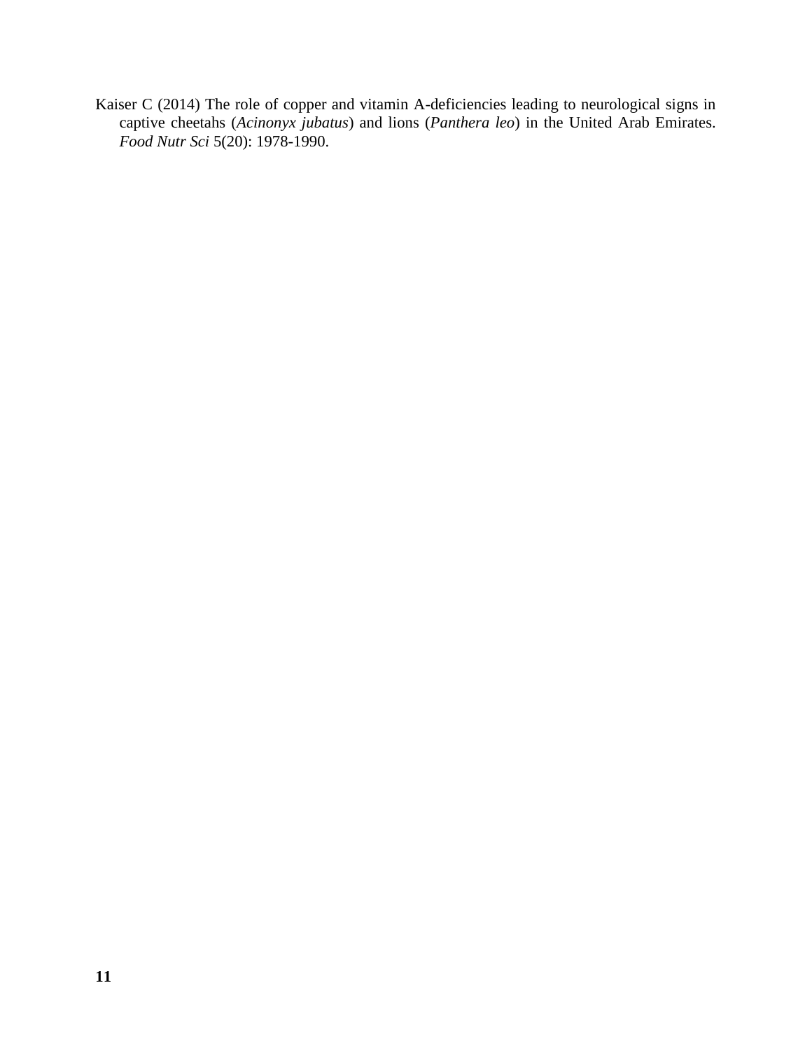Kaiser C (2014) The role of copper and vitamin A-deficiencies leading to neurological signs in captive cheetahs (*Acinonyx jubatus*) and lions (*Panthera leo*) in the United Arab Emirates. *Food Nutr Sci* 5(20): 1978-1990.